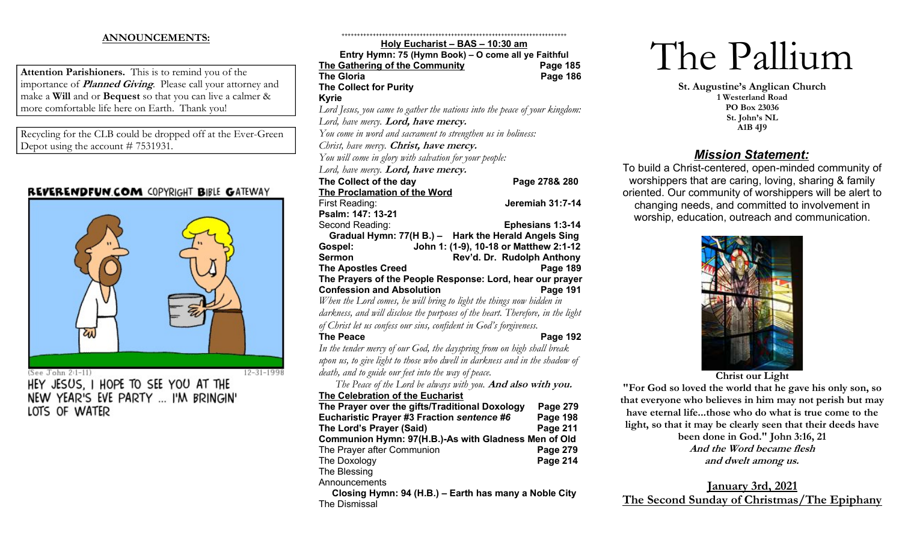## ANNOUNCEMENTS:

**Attention Parishioners.** This is to remind you of the importance of ***Planned Giving***. Please call your attorney and make a **Will** and or **Bequest** so that you can live a calmer & more comfortable life here on Earth. Thank you!

Recycling for the CLB could be dropped off at the Ever-Green Depot using the account # 7531931.

REVERENDFUN.COM COPYRIGHT BIBLE GATEWAY

(See John 2:1-11) 12-31-1998

HEY JESUS, I HOPE TO SEE YOU AT THE NEW YEAR'S EVE PARTY ... I'M BRINGIN' LOTS OF WATER

++++++++++++++++++++++++++++++++++++++++++++++++++++++++++++++++++++++++

**Holy Eucharist – BAS – 10:30 am**

**Entry Hymn: 75 (Hymn Book) – O come all ye Faithful**

**The Gathering of the Community** — **Page 185**

**The Gloria** — **Page 186**

**The Collect for Purity**

**Kyrie**

*Lord Jesus, you came to gather the nations into the peace of your kingdom:*
*Lord, have mercy.* ***Lord, have mercy.***
*You come in word and sacrament to strengthen us in holiness:*
*Christ, have mercy.* ***Christ, have mercy.***
*You will come in glory with salvation for your people:*
*Lord, have mercy.* ***Lord, have mercy.***

**The Collect of the day** — **Page 278& 280**

**The Proclamation of the Word**

First Reading: — **Jeremiah 31:7-14**

**Psalm: 147: 13-21**

Second Reading: — **Ephesians 1:3-14**

**Gradual Hymn: 77(H B.) – Hark the Herald Angels Sing**

**Gospel:** — **John 1: (1-9), 10-18 or Matthew 2:1-12**

**Sermon** — **Rev'd. Dr. Rudolph Anthony**

**The Apostles Creed** — **Page 189**

**The Prayers of the People Response: Lord, hear our prayer**

**Confession and Absolution** — **Page 191**

*When the Lord comes, he will bring to light the things now hidden in darkness, and will disclose the purposes of the heart. Therefore, in the light of Christ let us confess our sins, confident in God's forgiveness.*

**The Peace** — **Page 192**

*In the tender mercy of our God, the dayspring from on high shall break upon us, to give light to those who dwell in darkness and in the shadow of death, and to guide our feet into the way of peace.*

*The Peace of the Lord be always with you.* ***And also with you.***

**The Celebration of the Eucharist**

**The Prayer over the gifts/Traditional Doxology** — **Page 279**

**Eucharistic Prayer #3 Fraction *sentence #6*** — **Page 198**

**The Lord's Prayer (Said)** — **Page 211**

**Communion Hymn: 97(H.B.)-As with Gladness Men of Old**

The Prayer after Communion — **Page 279**

The Doxology — **Page 214**

The Blessing

Announcements

**Closing Hymn: 94 (H.B.) – Earth has many a Noble City**

The Dismissal

# The Pallium

**St. Augustine's Anglican Church**
**1 Westerland Road**
**PO Box 23036**
**St. John's NL**
**A1B 4J9**

## *Mission Statement:*

To build a Christ-centered, open-minded community of worshippers that are caring, loving, sharing & family oriented. Our community of worshippers will be alert to changing needs, and committed to involvement in worship, education, outreach and communication.

**Christ our Light**

**"For God so loved the world that he gave his only son, so that everyone who believes in him may not perish but may have eternal life...those who do what is true come to the light, so that it may be clearly seen that their deeds have been done in God." John 3:16, 21**

***And the Word became flesh***
***and dwelt among us.***

**January 3rd, 2021**
**The Second Sunday of Christmas/The Epiphany**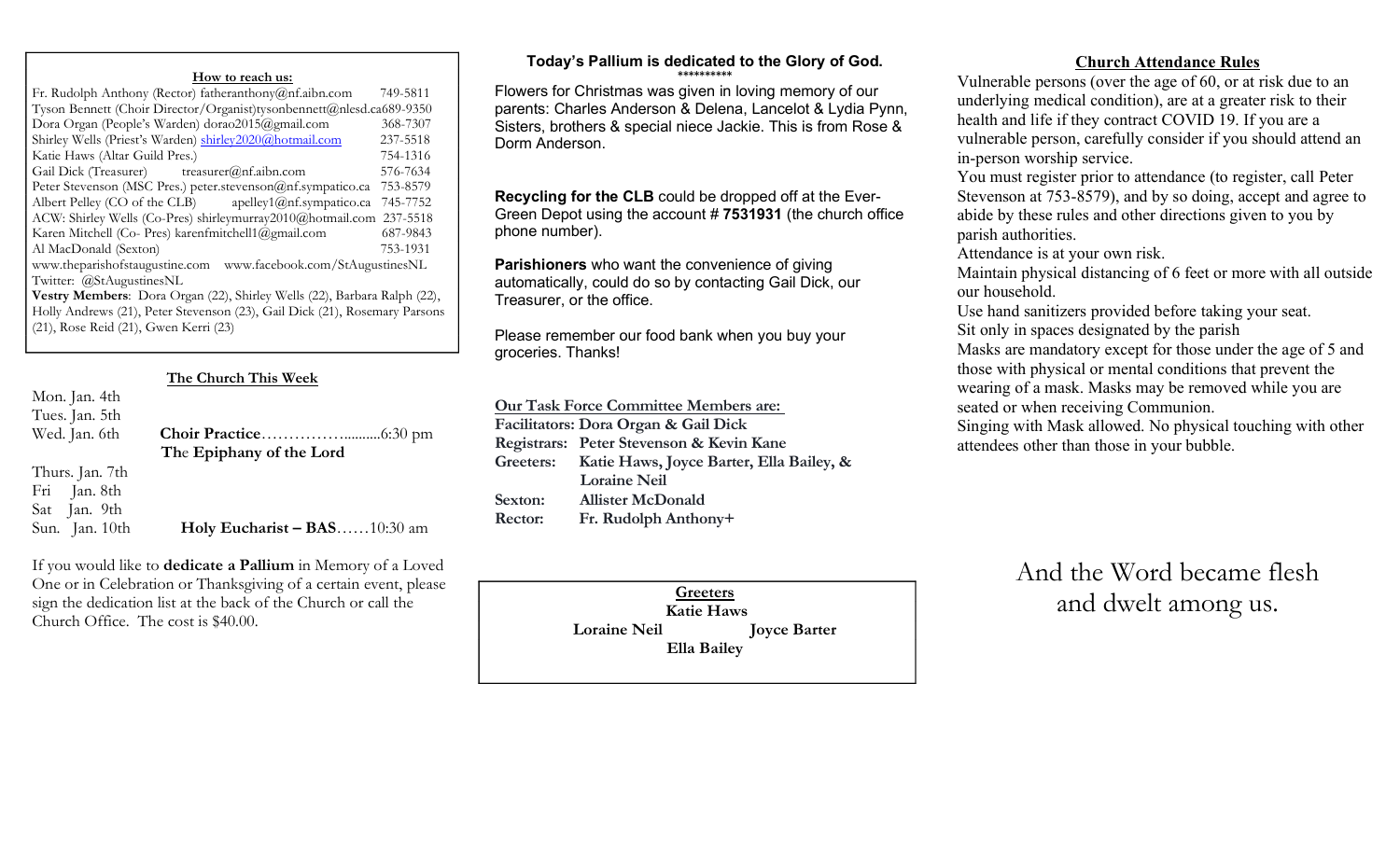## How to reach us:

| | |
|---|---|
| Fr. Rudolph Anthony (Rector) fatheranthony@nf.aibn.com | 749-5811 |
| Tyson Bennett (Choir Director/Organist)tysonbennett@nlesd.ca | 689-9350 |
| Dora Organ (People's Warden) dorao2015@gmail.com | 368-7307 |
| Shirley Wells (Priest's Warden) shirley2020@hotmail.com | 237-5518 |
| Katie Haws (Altar Guild Pres.) | 754-1316 |
| Gail Dick (Treasurer) treasurer@nf.aibn.com | 576-7634 |
| Peter Stevenson (MSC Pres.) peter.stevenson@nf.sympatico.ca | 753-8579 |
| Albert Pelley (CO of the CLB) apelley1@nf.sympatico.ca | 745-7752 |
| ACW: Shirley Wells (Co-Pres) shirleymurray2010@hotmail.com | 237-5518 |
| Karen Mitchell (Co- Pres) karenfmitchell1@gmail.com | 687-9843 |
| Al MacDonald (Sexton) | 753-1931 |

www.theparishofstaugustine.com www.facebook.com/StAugustinesNL
Twitter: @StAugustinesNL

**Vestry Members**: Dora Organ (22), Shirley Wells (22), Barbara Ralph (22), Holly Andrews (21), Peter Stevenson (23), Gail Dick (21), Rosemary Parsons (21), Rose Reid (21), Gwen Kerri (23)

## The Church This Week

| | |
|---|---|
| Mon. Jan. 4th | |
| Tues. Jan. 5th | |
| Wed. Jan. 6th | **Choir Practice**……………..........6:30 pm |
| | **The Epiphany of the Lord** |
| Thurs. Jan. 7th | |
| Fri Jan. 8th | |
| Sat Jan. 9th | |
| Sun. Jan. 10th | **Holy Eucharist – BAS**……10:30 am |

If you would like to **dedicate a Pallium** in Memory of a Loved One or in Celebration or Thanksgiving of a certain event, please sign the dedication list at the back of the Church or call the Church Office. The cost is $40.00.

**Today's Pallium is dedicated to the Glory of God.**

**********

Flowers for Christmas was given in loving memory of our parents: Charles Anderson & Delena, Lancelot & Lydia Pynn, Sisters, brothers & special niece Jackie. This is from Rose & Dorm Anderson.

**Recycling for the CLB** could be dropped off at the Ever-Green Depot using the account # **7531931** (the church office phone number).

**Parishioners** who want the convenience of giving automatically, could do so by contacting Gail Dick, our Treasurer, or the office.

Please remember our food bank when you buy your groceries. Thanks!

**Our Task Force Committee Members are:**

**Facilitators: Dora Organ & Gail Dick**
**Registrars: Peter Stevenson & Kevin Kane**
**Greeters: Katie Haws, Joyce Barter, Ella Bailey, & Loraine Neil**
**Sexton: Allister McDonald**
**Rector: Fr. Rudolph Anthony+**

**Greeters**
**Katie Haws**
**Loraine Neil** **Joyce Barter**
**Ella Bailey**

## Church Attendance Rules

Vulnerable persons (over the age of 60, or at risk due to an underlying medical condition), are at a greater risk to their health and life if they contract COVID 19. If you are a vulnerable person, carefully consider if you should attend an in-person worship service.

You must register prior to attendance (to register, call Peter Stevenson at 753-8579), and by so doing, accept and agree to abide by these rules and other directions given to you by parish authorities.

Attendance is at your own risk.

Maintain physical distancing of 6 feet or more with all outside our household.

Use hand sanitizers provided before taking your seat.

Sit only in spaces designated by the parish

Masks are mandatory except for those under the age of 5 and those with physical or mental conditions that prevent the wearing of a mask. Masks may be removed while you are seated or when receiving Communion.

Singing with Mask allowed. No physical touching with other attendees other than those in your bubble.

And the Word became flesh
and dwelt among us.